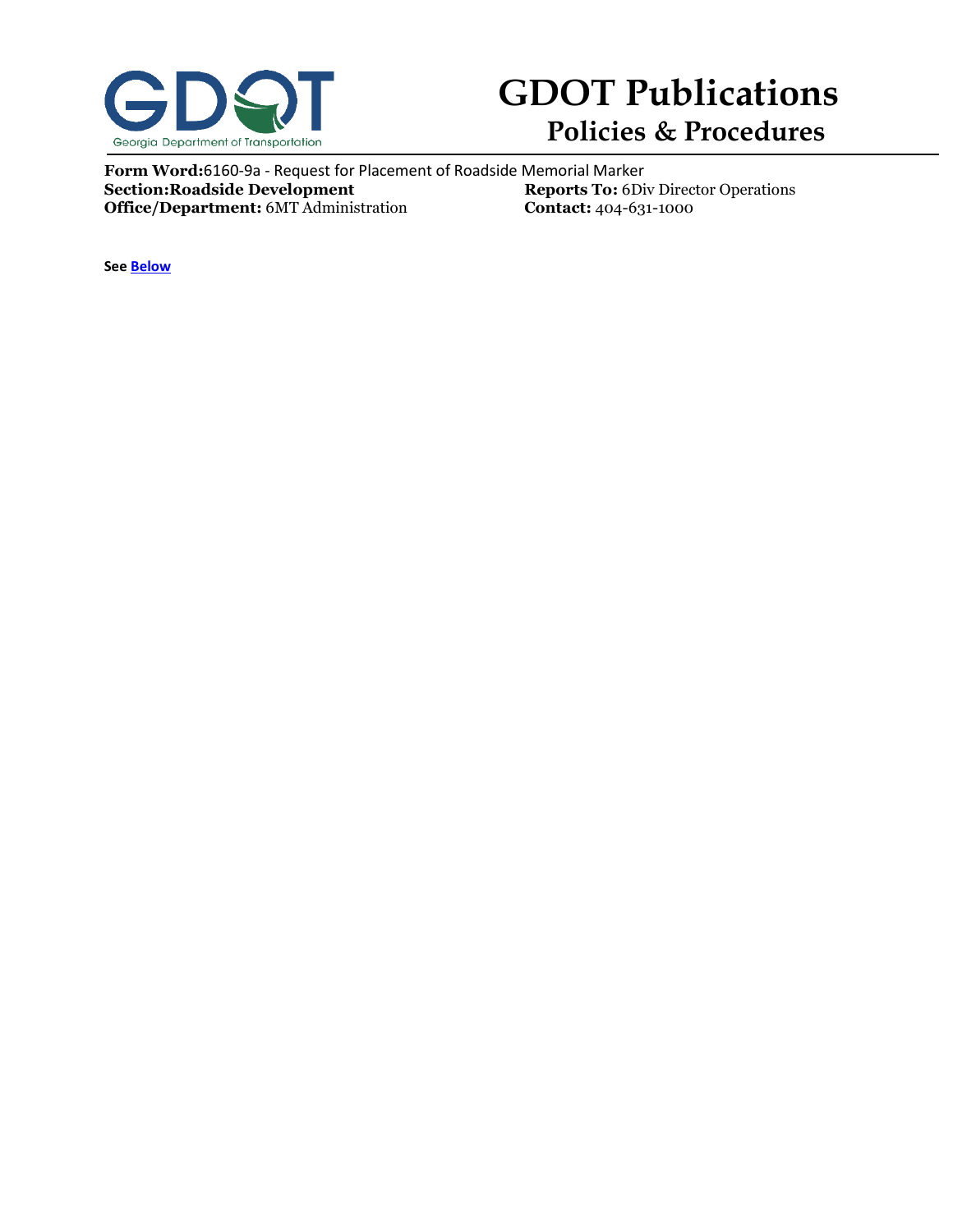# GDOT Publications

## Policies & Procedures

**Form Word:** 6160-9a - Request for Placement of Roadside Memorial Marker
**Section:** **Roadside Development**
**Office/Department:** 6MT Administration

**Reports To:** 6Div Director Operations
**Contact:** 404-631-1000

**See** **Below**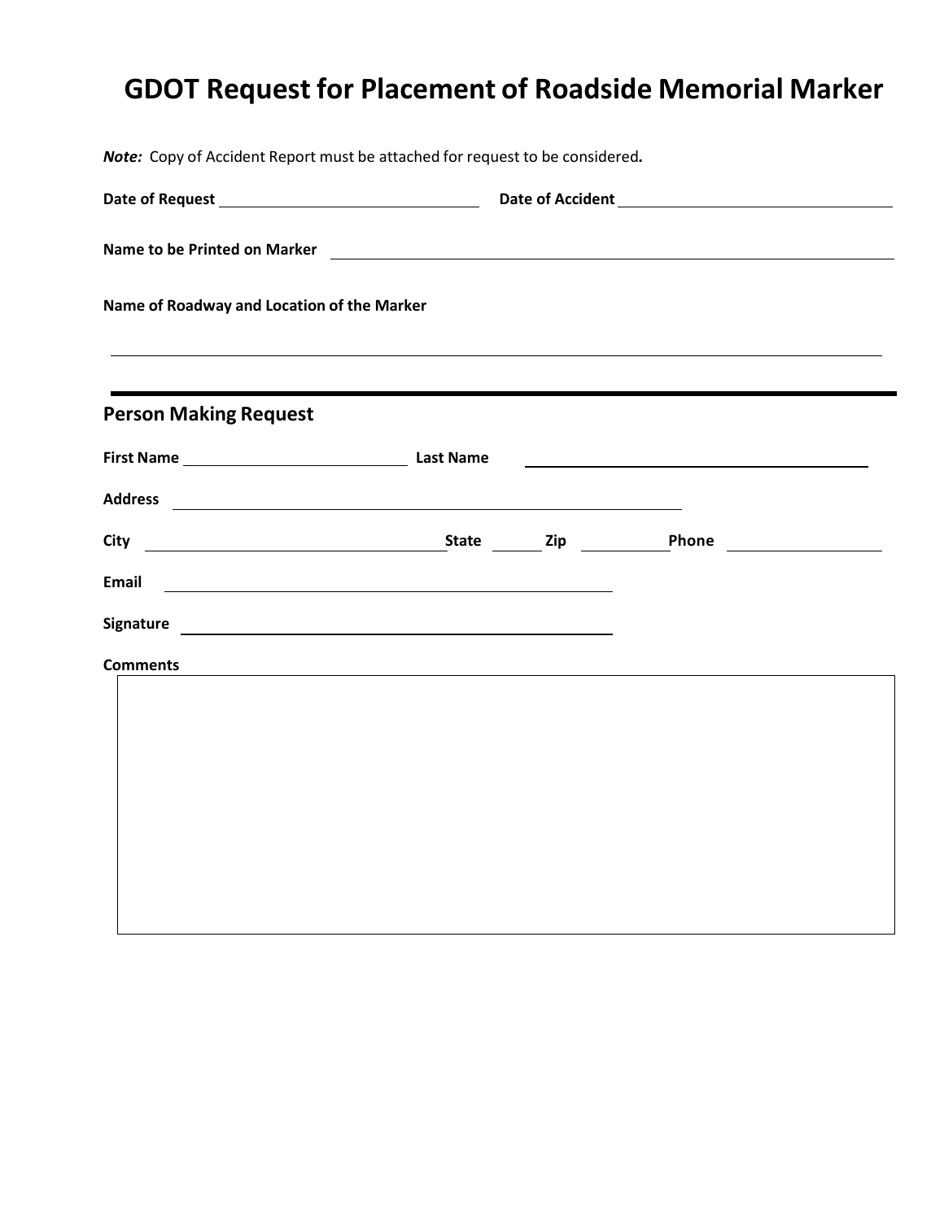# GDOT Request for Placement of Roadside Memorial Marker

***Note:*** Copy of Accident Report must be attached for request to be considered***.***

**Date of Request** ______________________ **Date of Accident** ______________________

**Name to be Printed on Marker** ______________________________________________

**Name of Roadway and Location of the Marker**

______________________________________________________________________

## Person Making Request

**First Name** ____________________ **Last Name** ____________________

**Address** ______________________________________________

**City** ____________________ **State** ______ **Zip** ________ **Phone** ______________

**Email** ______________________________________________

**Signature** ______________________________________________

**Comments**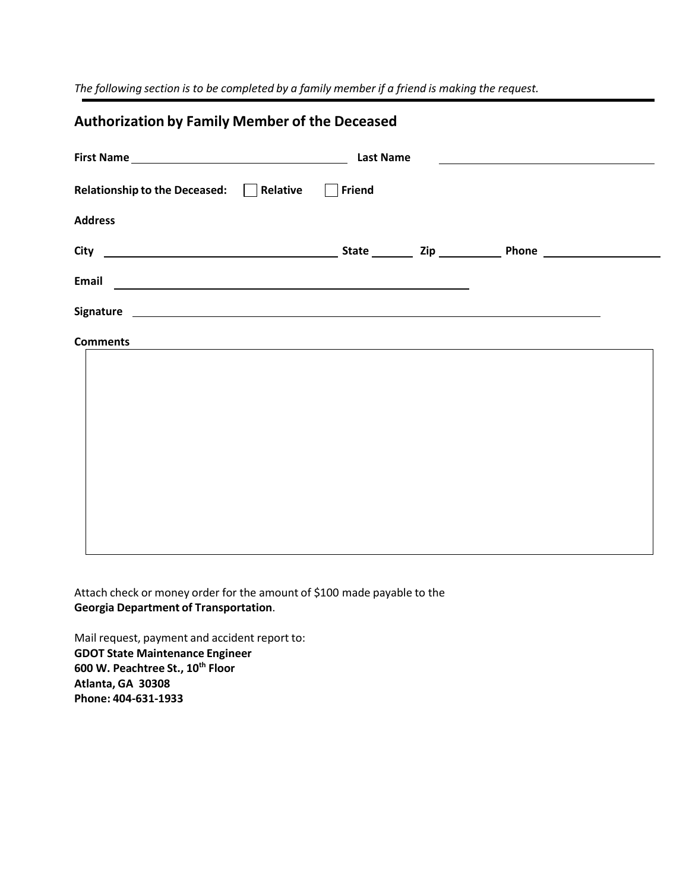*The following section is to be completed by a family member if a friend is making the request.*

## Authorization by Family Member of the Deceased

**First Name** ______________________ **Last Name** ______________________

**Relationship to the Deceased:** ☐ **Relative** ☐ **Friend**

**Address**

**City** ______________________ **State** ________ **Zip** ________ **Phone** ______________________

**Email** ______________________

**Signature** ______________________

**Comments**

Attach check or money order for the amount of $100 made payable to the **Georgia Department of Transportation**.

Mail request, payment and accident report to:
**GDOT State Maintenance Engineer**
**600 W. Peachtree St., 10th Floor**
**Atlanta, GA 30308**
**Phone: 404-631-1933**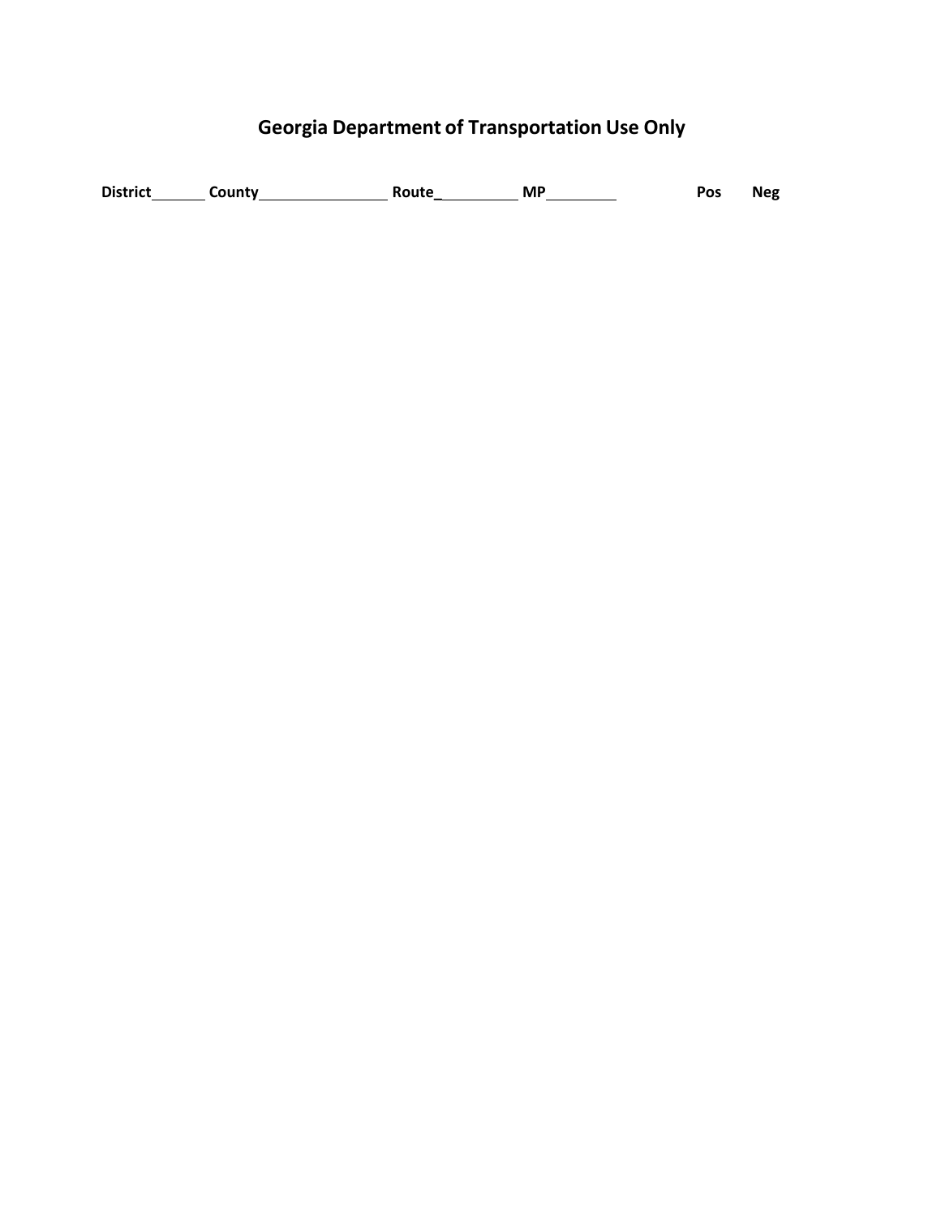## Georgia Department of Transportation Use Only

**District**_______ **County**________________ **Route**___________ **MP**_________ **Pos** **Neg**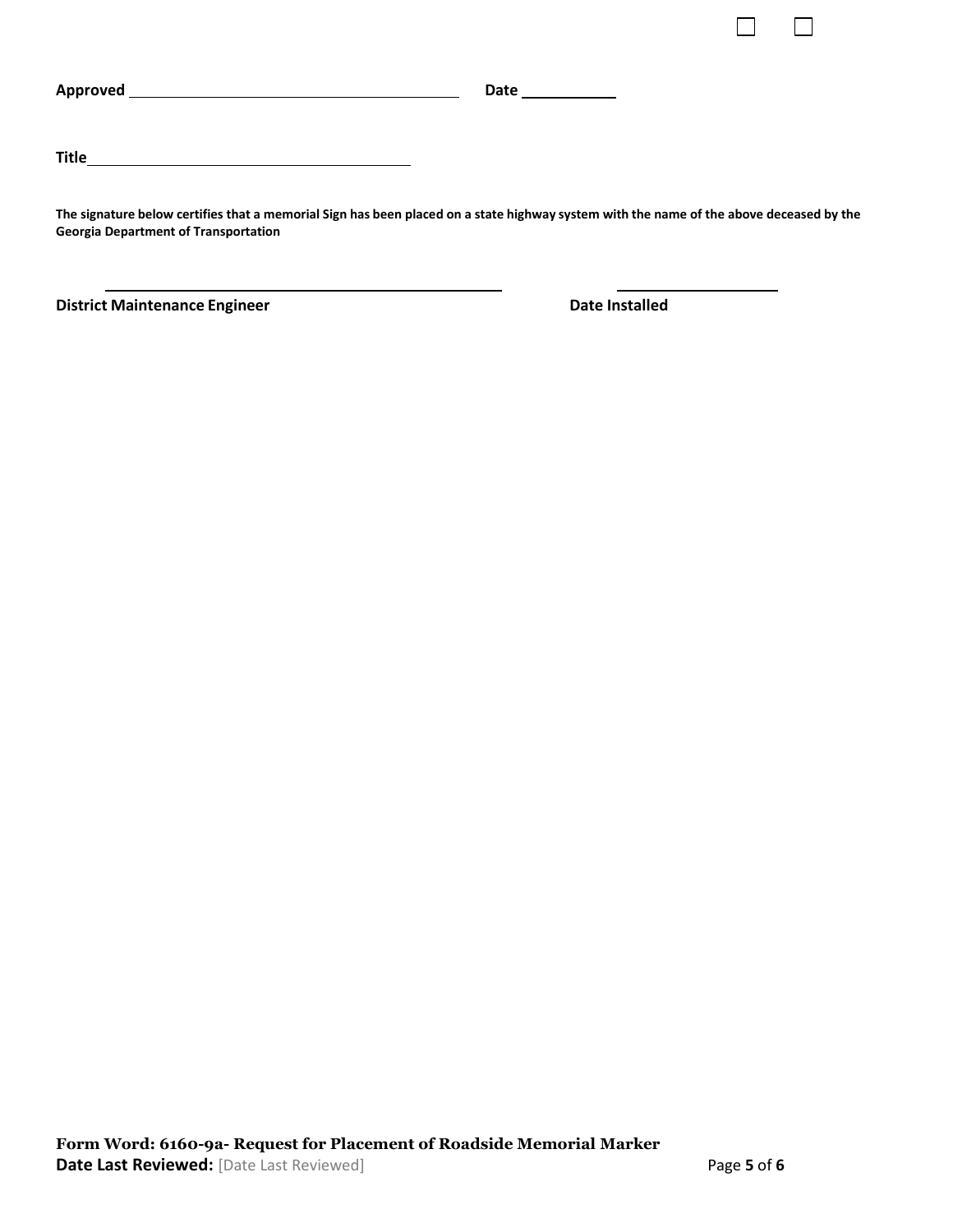☐ ☐

**Approved** ______________________________ **Date** __________

**Title** ______________________________

**The signature below certifies that a memorial Sign has been placed on a state highway system with the name of the above deceased by the Georgia Department of Transportation**

______________________________ ______________

**District Maintenance Engineer** **Date Installed**

**Form Word: 6160-9a- Request for Placement of Roadside Memorial Marker**
**Date Last Reviewed:** [Date Last Reviewed]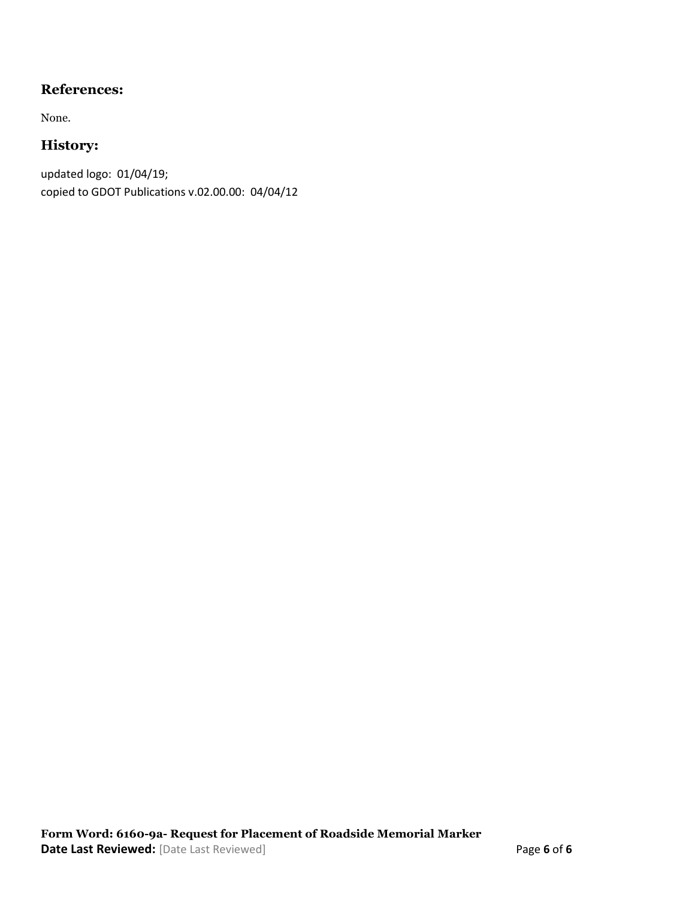## References:

None.

## History:

updated logo: 01/04/19;
copied to GDOT Publications v.02.00.00: 04/04/12